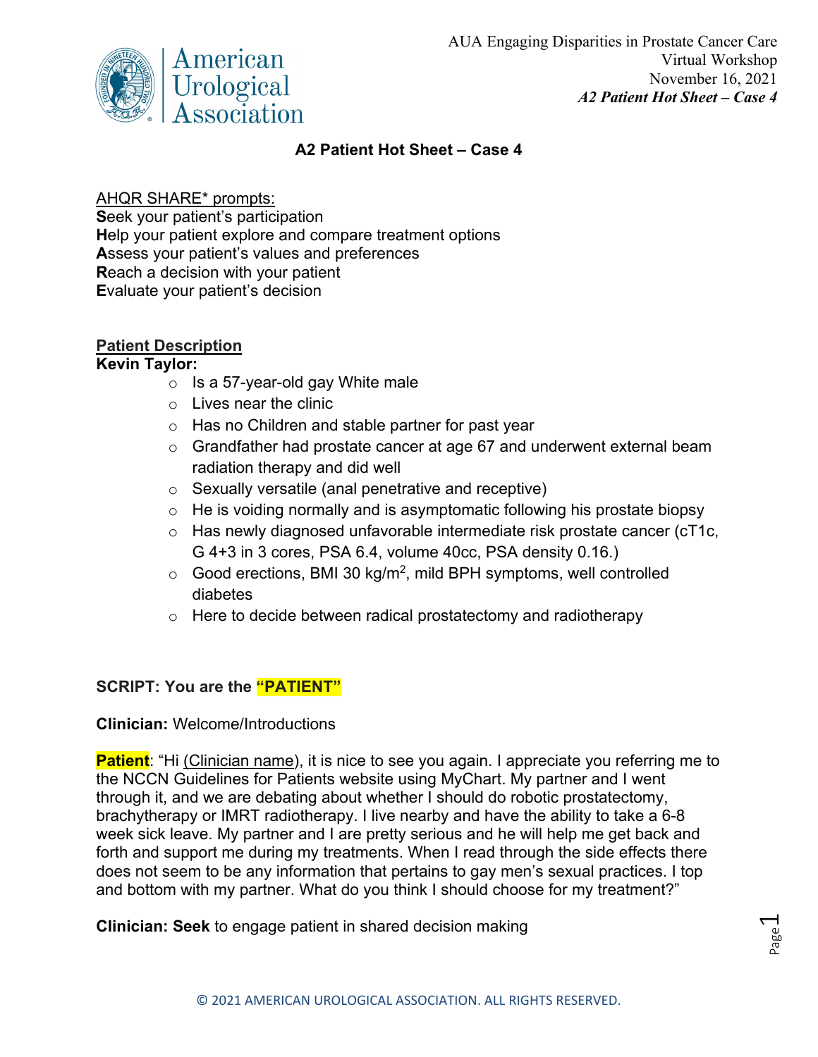AUA Engaging Disparities in Prostate Cancer Care
Virtual Workshop
November 16, 2021
*A2 Patient Hot Sheet – Case 4*

# A2 Patient Hot Sheet – Case 4

AHQR SHARE* prompts:
**S**eek your patient's participation
**H**elp your patient explore and compare treatment options
**A**ssess your patient's values and preferences
**R**each a decision with your patient
**E**valuate your patient's decision

## Patient Description

**Kevin Taylor:**

- Is a 57-year-old gay White male
- Lives near the clinic
- Has no Children and stable partner for past year
- Grandfather had prostate cancer at age 67 and underwent external beam radiation therapy and did well
- Sexually versatile (anal penetrative and receptive)
- He is voiding normally and is asymptomatic following his prostate biopsy
- Has newly diagnosed unfavorable intermediate risk prostate cancer (cT1c, G 4+3 in 3 cores, PSA 6.4, volume 40cc, PSA density 0.16.)
- Good erections, BMI 30 kg/m$^2$, mild BPH symptoms, well controlled diabetes
- Here to decide between radical prostatectomy and radiotherapy

**SCRIPT: You are the "PATIENT"**

**Clinician:** Welcome/Introductions

**Patient**: "Hi (Clinician name), it is nice to see you again. I appreciate you referring me to the NCCN Guidelines for Patients website using MyChart. My partner and I went through it, and we are debating about whether I should do robotic prostatectomy, brachytherapy or IMRT radiotherapy. I live nearby and have the ability to take a 6-8 week sick leave. My partner and I are pretty serious and he will help me get back and forth and support me during my treatments. When I read through the side effects there does not seem to be any information that pertains to gay men's sexual practices. I top and bottom with my partner. What do you think I should choose for my treatment?"

**Clinician: Seek** to engage patient in shared decision making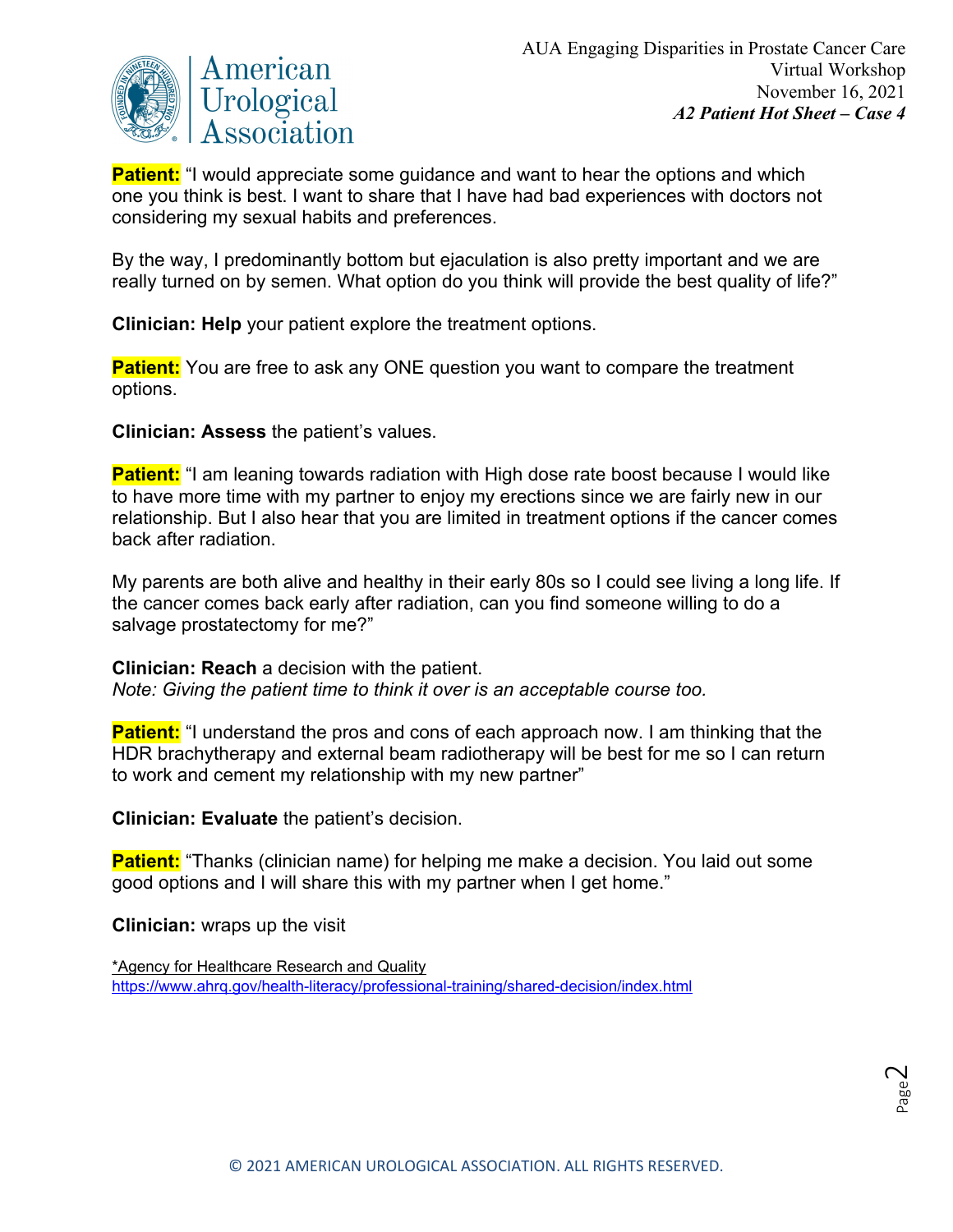**Patient:** "I would appreciate some guidance and want to hear the options and which one you think is best. I want to share that I have had bad experiences with doctors not considering my sexual habits and preferences.

By the way, I predominantly bottom but ejaculation is also pretty important and we are really turned on by semen. What option do you think will provide the best quality of life?"

**Clinician: Help** your patient explore the treatment options.

**Patient:** You are free to ask any ONE question you want to compare the treatment options.

**Clinician: Assess** the patient's values.

**Patient:** "I am leaning towards radiation with High dose rate boost because I would like to have more time with my partner to enjoy my erections since we are fairly new in our relationship. But I also hear that you are limited in treatment options if the cancer comes back after radiation.

My parents are both alive and healthy in their early 80s so I could see living a long life. If the cancer comes back early after radiation, can you find someone willing to do a salvage prostatectomy for me?"

**Clinician: Reach** a decision with the patient.
*Note: Giving the patient time to think it over is an acceptable course too.*

**Patient:** "I understand the pros and cons of each approach now. I am thinking that the HDR brachytherapy and external beam radiotherapy will be best for me so I can return to work and cement my relationship with my new partner"

**Clinician: Evaluate** the patient's decision.

**Patient:** "Thanks (clinician name) for helping me make a decision. You laid out some good options and I will share this with my partner when I get home."

**Clinician:** wraps up the visit

*Agency for Healthcare Research and Quality
https://www.ahrq.gov/health-literacy/professional-training/shared-decision/index.html

© 2021 AMERICAN UROLOGICAL ASSOCIATION. ALL RIGHTS RESERVED.